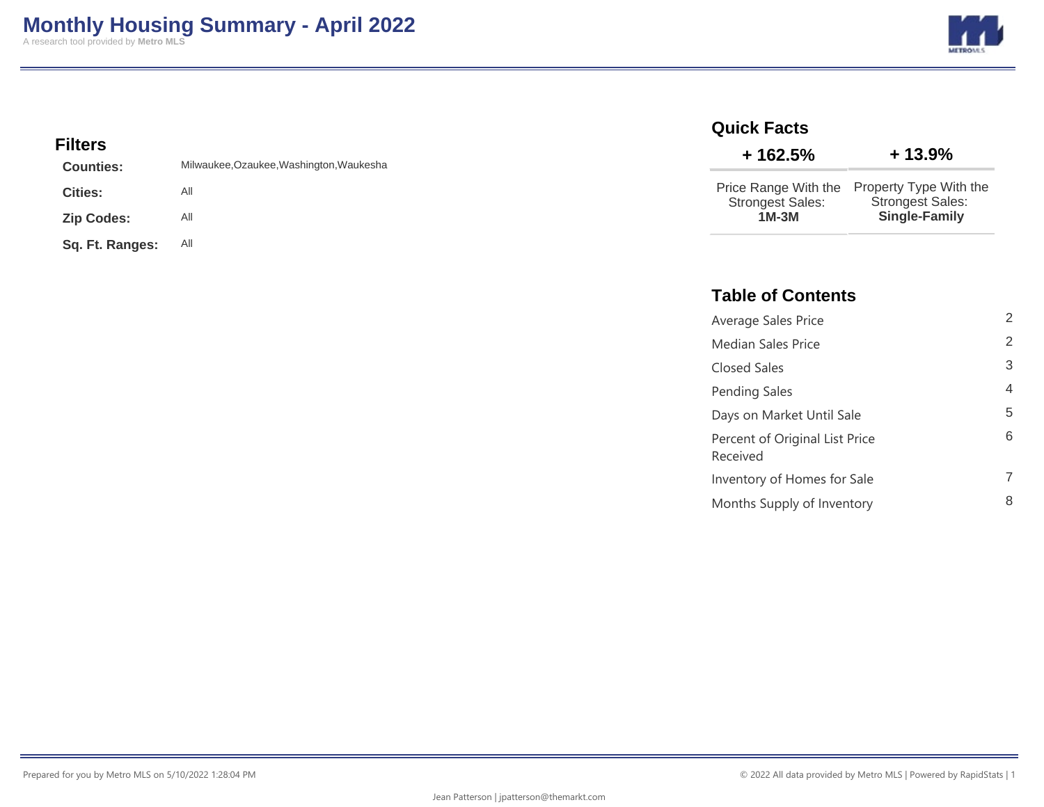# Monthly Housing Summary - April 2022

A research tool provided by **Metro MLS**

## Filters

| | |
|---|---|
| **Counties:** | Milwaukee,Ozaukee,Washington,Waukesha |
| **Cities:** | All |
| **Zip Codes:** | All |
| **Sq. Ft. Ranges:** | All |

## Quick Facts

| + 162.5% | + 13.9% |
|---|---|
| Price Range With the Strongest Sales: **1M-3M** | Property Type With the Strongest Sales: **Single-Family** |

## Table of Contents

| | |
|---|---|
| Average Sales Price | 2 |
| Median Sales Price | 2 |
| Closed Sales | 3 |
| Pending Sales | 4 |
| Days on Market Until Sale | 5 |
| Percent of Original List Price Received | 6 |
| Inventory of Homes for Sale | 7 |
| Months Supply of Inventory | 8 |

Prepared for you by Metro MLS on 5/10/2022 1:28:04 PM

© 2022 All data provided by Metro MLS | Powered by RapidStats

Jean Patterson | jpatterson@themarkt.com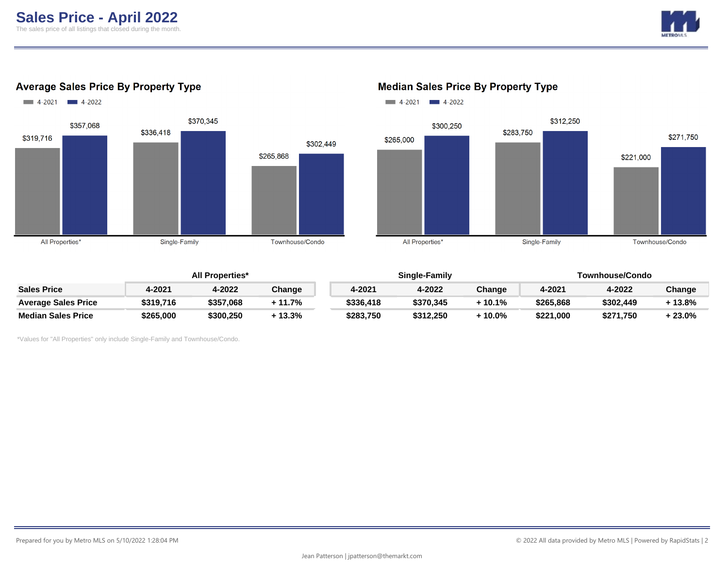# Sales Price - April 2022

The sales price of all listings that closed during the month.

## Average Sales Price By Property Type

| | 4-2021 | 4-2022 |
|---|---|---|
| All Properties* | $319,716 | $357,068 |
| Single-Family | $336,418 | $370,345 |
| Townhouse/Condo | $265,868 | $302,449 |

## Median Sales Price By Property Type

| | 4-2021 | 4-2022 |
|---|---|---|
| All Properties* | $265,000 | $300,250 |
| Single-Family | $283,750 | $312,250 |
| Townhouse/Condo | $221,000 | $271,750 |

| | All Properties* | | | Single-Family | | | Townhouse/Condo | | |
|---|---|---|---|---|---|---|---|---|---|
| **Sales Price** | **4-2021** | **4-2022** | **Change** | **4-2021** | **4-2022** | **Change** | **4-2021** | **4-2022** | **Change** |
| **Average Sales Price** | **$319,716** | **$357,068** | **+ 11.7%** | **$336,418** | **$370,345** | **+ 10.1%** | **$265,868** | **$302,449** | **+ 13.8%** |
| **Median Sales Price** | **$265,000** | **$300,250** | **+ 13.3%** | **$283,750** | **$312,250** | **+ 10.0%** | **$221,000** | **$271,750** | **+ 23.0%** |

*Values for "All Properties" only include Single-Family and Townhouse/Condo.

Prepared for you by Metro MLS on 5/10/2022 1:28:04 PM

© 2022 All data provided by Metro MLS | Powered by RapidStats

Jean Patterson | jpatterson@themarkt.com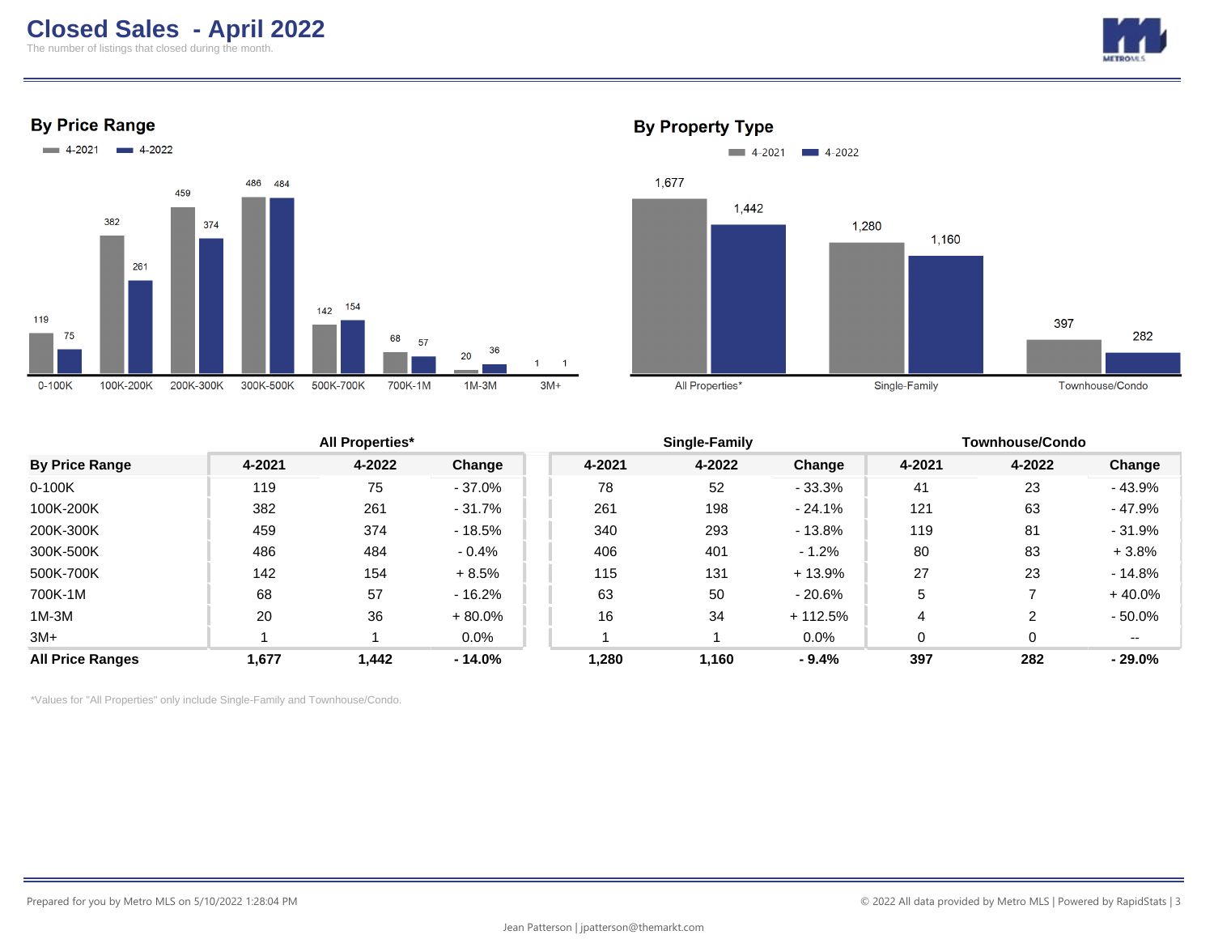# Closed Sales - April 2022

The number of listings that closed during the month.

## By Price Range

4-2021 / 4-2022

| Price Range | 4-2021 | 4-2022 |
|---|---|---|
| 0-100K | 119 | 75 |
| 100K-200K | 382 | 261 |
| 200K-300K | 459 | 374 |
| 300K-500K | 486 | 484 |
| 500K-700K | 142 | 154 |
| 700K-1M | 68 | 57 |
| 1M-3M | 20 | 36 |
| 3M+ | 1 | 1 |

## By Property Type

4-2021 / 4-2022

| Property Type | 4-2021 | 4-2022 |
|---|---|---|
| All Properties* | 1,677 | 1,442 |
| Single-Family | 1,280 | 1,160 |
| Townhouse/Condo | 397 | 282 |

| | All Properties* | | | Single-Family | | | Townhouse/Condo | | |
|---|---|---|---|---|---|---|---|---|---|
| **By Price Range** | **4-2021** | **4-2022** | **Change** | **4-2021** | **4-2022** | **Change** | **4-2021** | **4-2022** | **Change** |
| 0-100K | 119 | 75 | - 37.0% | 78 | 52 | - 33.3% | 41 | 23 | - 43.9% |
| 100K-200K | 382 | 261 | - 31.7% | 261 | 198 | - 24.1% | 121 | 63 | - 47.9% |
| 200K-300K | 459 | 374 | - 18.5% | 340 | 293 | - 13.8% | 119 | 81 | - 31.9% |
| 300K-500K | 486 | 484 | - 0.4% | 406 | 401 | - 1.2% | 80 | 83 | + 3.8% |
| 500K-700K | 142 | 154 | + 8.5% | 115 | 131 | + 13.9% | 27 | 23 | - 14.8% |
| 700K-1M | 68 | 57 | - 16.2% | 63 | 50 | - 20.6% | 5 | 7 | + 40.0% |
| 1M-3M | 20 | 36 | + 80.0% | 16 | 34 | + 112.5% | 4 | 2 | - 50.0% |
| 3M+ | 1 | 1 | 0.0% | 1 | 1 | 0.0% | 0 | 0 | -- |
| **All Price Ranges** | **1,677** | **1,442** | **- 14.0%** | **1,280** | **1,160** | **- 9.4%** | **397** | **282** | **- 29.0%** |

*Values for "All Properties" only include Single-Family and Townhouse/Condo.

Prepared for you by Metro MLS on 5/10/2022 1:28:04 PM

© 2022 All data provided by Metro MLS | Powered by RapidStats

Jean Patterson | jpatterson@themarkt.com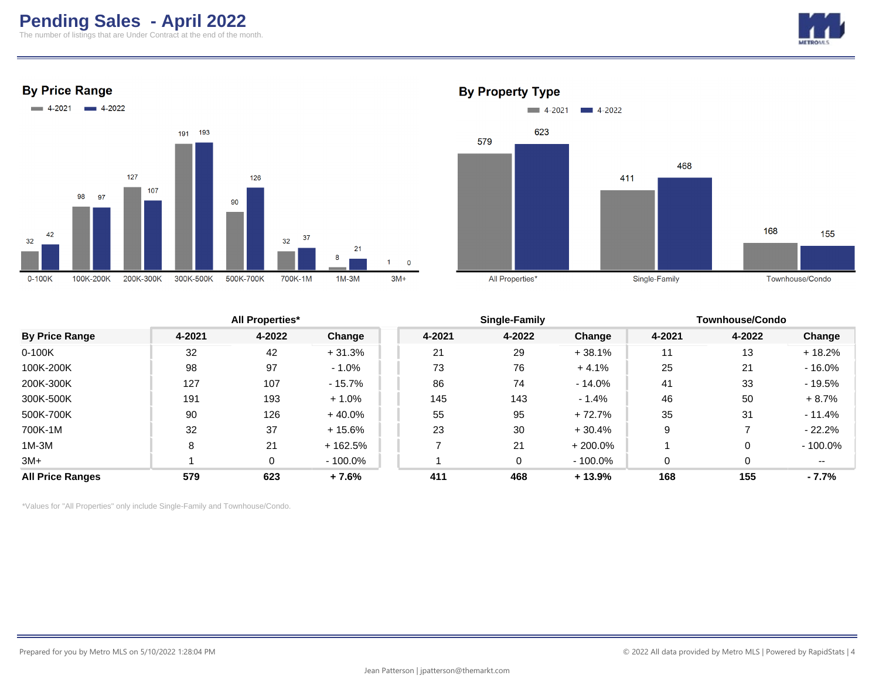# Pending Sales - April 2022

The number of listings that are Under Contract at the end of the month.

## By Price Range

4-2021 | 4-2022

| Price Range | 4-2021 | 4-2022 |
|---|---|---|
| 0-100K | 32 | 42 |
| 100K-200K | 98 | 97 |
| 200K-300K | 127 | 107 |
| 300K-500K | 191 | 193 |
| 500K-700K | 90 | 126 |
| 700K-1M | 32 | 37 |
| 1M-3M | 8 | 21 |
| 3M+ | 1 | 0 |

## By Property Type

4-2021 | 4-2022

| Property Type | 4-2021 | 4-2022 |
|---|---|---|
| All Properties* | 579 | 623 |
| Single-Family | 411 | 468 |
| Townhouse/Condo | 168 | 155 |

| | All Properties* | | | Single-Family | | | Townhouse/Condo | | |
|---|---|---|---|---|---|---|---|---|---|
| **By Price Range** | **4-2021** | **4-2022** | **Change** | **4-2021** | **4-2022** | **Change** | **4-2021** | **4-2022** | **Change** |
| 0-100K | 32 | 42 | + 31.3% | 21 | 29 | + 38.1% | 11 | 13 | + 18.2% |
| 100K-200K | 98 | 97 | - 1.0% | 73 | 76 | + 4.1% | 25 | 21 | - 16.0% |
| 200K-300K | 127 | 107 | - 15.7% | 86 | 74 | - 14.0% | 41 | 33 | - 19.5% |
| 300K-500K | 191 | 193 | + 1.0% | 145 | 143 | - 1.4% | 46 | 50 | + 8.7% |
| 500K-700K | 90 | 126 | + 40.0% | 55 | 95 | + 72.7% | 35 | 31 | - 11.4% |
| 700K-1M | 32 | 37 | + 15.6% | 23 | 30 | + 30.4% | 9 | 7 | - 22.2% |
| 1M-3M | 8 | 21 | + 162.5% | 7 | 21 | + 200.0% | 1 | 0 | - 100.0% |
| 3M+ | 1 | 0 | - 100.0% | 1 | 0 | - 100.0% | 0 | 0 | -- |
| **All Price Ranges** | **579** | **623** | **+ 7.6%** | **411** | **468** | **+ 13.9%** | **168** | **155** | **- 7.7%** |

*Values for "All Properties" only include Single-Family and Townhouse/Condo.

Prepared for you by Metro MLS on 5/10/2022 1:28:04 PM

© 2022 All data provided by Metro MLS | Powered by RapidStats

Jean Patterson | jpatterson@themarkt.com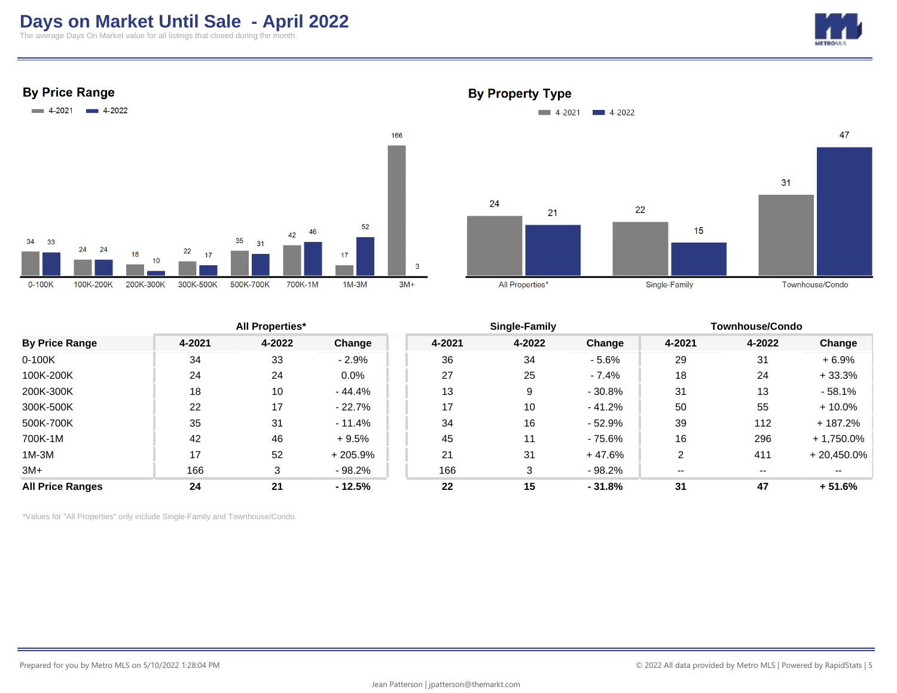# Days on Market Until Sale - April 2022

The average Days On Market value for all listings that closed during the month.

## By Price Range

4-2021 | 4-2022

| Price Range | 4-2021 | 4-2022 |
|---|---|---|
| 0-100K | 34 | 33 |
| 100K-200K | 24 | 24 |
| 200K-300K | 18 | 10 |
| 300K-500K | 22 | 17 |
| 500K-700K | 35 | 31 |
| 700K-1M | 42 | 46 |
| 1M-3M | 17 | 52 |
| 3M+ | 166 | 3 |

## By Property Type

4-2021 | 4-2022

| Property Type | 4-2021 | 4-2022 |
|---|---|---|
| All Properties* | 24 | 21 |
| Single-Family | 22 | 15 |
| Townhouse/Condo | 31 | 47 |

| | All Properties* | | | Single-Family | | | Townhouse/Condo | | |
|---|---|---|---|---|---|---|---|---|---|
| **By Price Range** | **4-2021** | **4-2022** | **Change** | **4-2021** | **4-2022** | **Change** | **4-2021** | **4-2022** | **Change** |
| 0-100K | 34 | 33 | - 2.9% | 36 | 34 | - 5.6% | 29 | 31 | + 6.9% |
| 100K-200K | 24 | 24 | 0.0% | 27 | 25 | - 7.4% | 18 | 24 | + 33.3% |
| 200K-300K | 18 | 10 | - 44.4% | 13 | 9 | - 30.8% | 31 | 13 | - 58.1% |
| 300K-500K | 22 | 17 | - 22.7% | 17 | 10 | - 41.2% | 50 | 55 | + 10.0% |
| 500K-700K | 35 | 31 | - 11.4% | 34 | 16 | - 52.9% | 39 | 112 | + 187.2% |
| 700K-1M | 42 | 46 | + 9.5% | 45 | 11 | - 75.6% | 16 | 296 | + 1,750.0% |
| 1M-3M | 17 | 52 | + 205.9% | 21 | 31 | + 47.6% | 2 | 411 | + 20,450.0% |
| 3M+ | 166 | 3 | - 98.2% | 166 | 3 | - 98.2% | -- | -- | -- |
| **All Price Ranges** | **24** | **21** | **- 12.5%** | **22** | **15** | **- 31.8%** | **31** | **47** | **+ 51.6%** |

*Values for "All Properties" only include Single-Family and Townhouse/Condo.

Prepared for you by Metro MLS on 5/10/2022 1:28:04 PM

© 2022 All data provided by Metro MLS | Powered by RapidStats

Jean Patterson | jpatterson@themarkt.com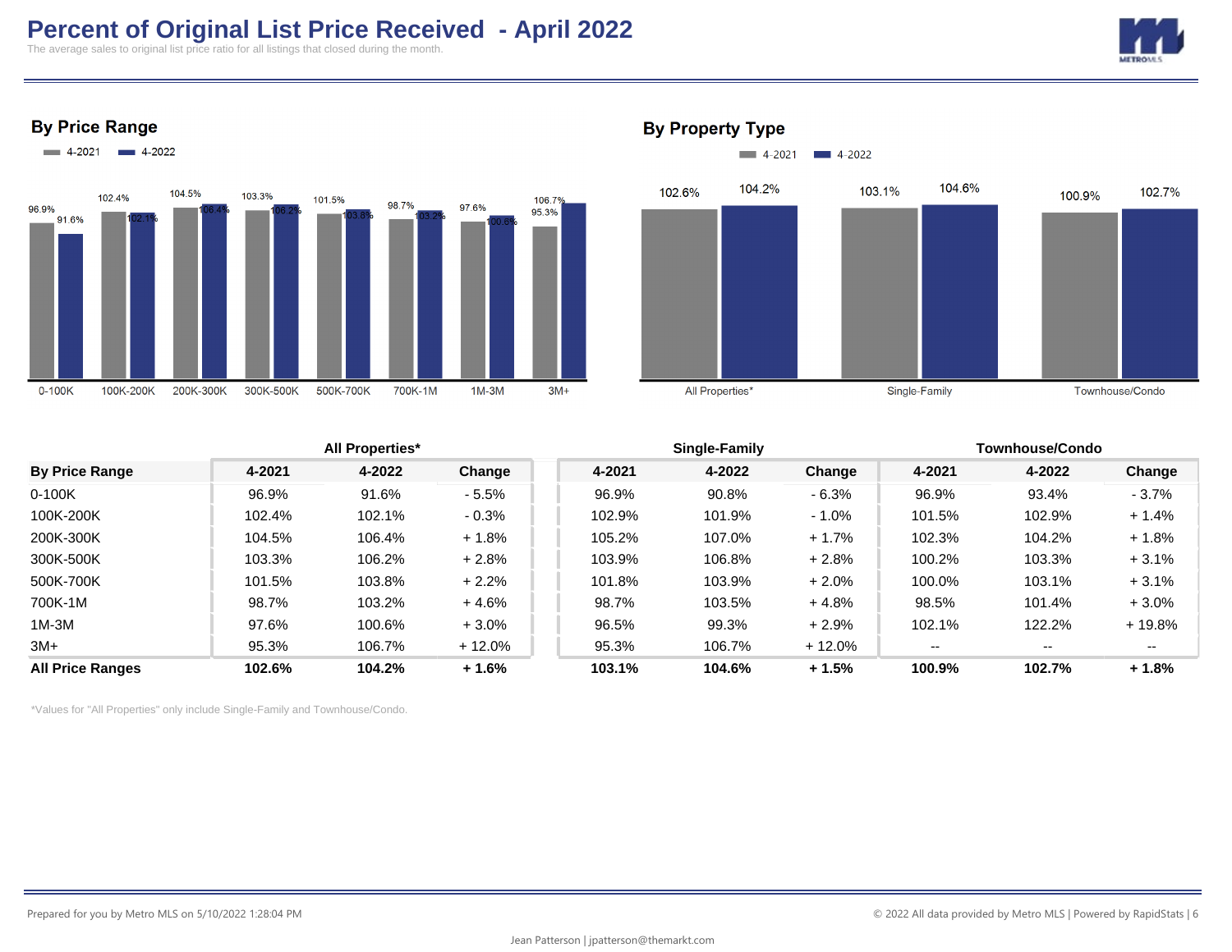# Percent of Original List Price Received - April 2022

The average sales to original list price ratio for all listings that closed during the month.

## By Price Range

| Price Range | 4-2021 | 4-2022 |
|---|---|---|
| 0-100K | 96.9% | 91.6% |
| 100K-200K | 102.4% | 102.1% |
| 200K-300K | 104.5% | 106.4% |
| 300K-500K | 103.3% | 106.2% |
| 500K-700K | 101.5% | 103.8% |
| 700K-1M | 98.7% | 103.2% |
| 1M-3M | 97.6% | 100.6% |
| 3M+ | 95.3% | 106.7% |

## By Property Type

| Property Type | 4-2021 | 4-2022 |
|---|---|---|
| All Properties* | 102.6% | 104.2% |
| Single-Family | 103.1% | 104.6% |
| Townhouse/Condo | 100.9% | 102.7% |

| | All Properties* | | | Single-Family | | | Townhouse/Condo | | |
|---|---|---|---|---|---|---|---|---|---|
| **By Price Range** | **4-2021** | **4-2022** | **Change** | **4-2021** | **4-2022** | **Change** | **4-2021** | **4-2022** | **Change** |
| 0-100K | 96.9% | 91.6% | - 5.5% | 96.9% | 90.8% | - 6.3% | 96.9% | 93.4% | - 3.7% |
| 100K-200K | 102.4% | 102.1% | - 0.3% | 102.9% | 101.9% | - 1.0% | 101.5% | 102.9% | + 1.4% |
| 200K-300K | 104.5% | 106.4% | + 1.8% | 105.2% | 107.0% | + 1.7% | 102.3% | 104.2% | + 1.8% |
| 300K-500K | 103.3% | 106.2% | + 2.8% | 103.9% | 106.8% | + 2.8% | 100.2% | 103.3% | + 3.1% |
| 500K-700K | 101.5% | 103.8% | + 2.2% | 101.8% | 103.9% | + 2.0% | 100.0% | 103.1% | + 3.1% |
| 700K-1M | 98.7% | 103.2% | + 4.6% | 98.7% | 103.5% | + 4.8% | 98.5% | 101.4% | + 3.0% |
| 1M-3M | 97.6% | 100.6% | + 3.0% | 96.5% | 99.3% | + 2.9% | 102.1% | 122.2% | + 19.8% |
| 3M+ | 95.3% | 106.7% | + 12.0% | 95.3% | 106.7% | + 12.0% | -- | -- | -- |
| **All Price Ranges** | **102.6%** | **104.2%** | **+ 1.6%** | **103.1%** | **104.6%** | **+ 1.5%** | **100.9%** | **102.7%** | **+ 1.8%** |

*Values for "All Properties" only include Single-Family and Townhouse/Condo.

Prepared for you by Metro MLS on 5/10/2022 1:28:04 PM

© 2022 All data provided by Metro MLS | Powered by RapidStats

Jean Patterson | jpatterson@themarkt.com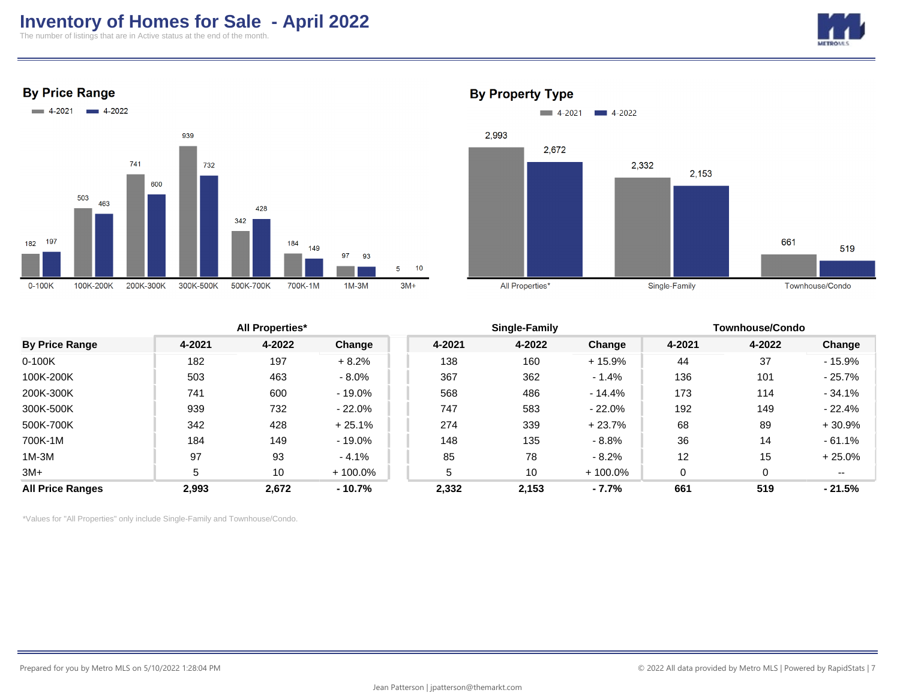# Inventory of Homes for Sale - April 2022

The number of listings that are in Active status at the end of the month.

## By Price Range

| Price Range | 4-2021 | 4-2022 |
|---|---|---|
| 0-100K | 182 | 197 |
| 100K-200K | 503 | 463 |
| 200K-300K | 741 | 600 |
| 300K-500K | 939 | 732 |
| 500K-700K | 342 | 428 |
| 700K-1M | 184 | 149 |
| 1M-3M | 97 | 93 |
| 3M+ | 5 | 10 |

## By Property Type

| Property Type | 4-2021 | 4-2022 |
|---|---|---|
| All Properties* | 2,993 | 2,672 |
| Single-Family | 2,332 | 2,153 |
| Townhouse/Condo | 661 | 519 |

| | All Properties* | | | Single-Family | | | Townhouse/Condo | | |
|---|---|---|---|---|---|---|---|---|---|
| **By Price Range** | **4-2021** | **4-2022** | **Change** | **4-2021** | **4-2022** | **Change** | **4-2021** | **4-2022** | **Change** |
| 0-100K | 182 | 197 | + 8.2% | 138 | 160 | + 15.9% | 44 | 37 | - 15.9% |
| 100K-200K | 503 | 463 | - 8.0% | 367 | 362 | - 1.4% | 136 | 101 | - 25.7% |
| 200K-300K | 741 | 600 | - 19.0% | 568 | 486 | - 14.4% | 173 | 114 | - 34.1% |
| 300K-500K | 939 | 732 | - 22.0% | 747 | 583 | - 22.0% | 192 | 149 | - 22.4% |
| 500K-700K | 342 | 428 | + 25.1% | 274 | 339 | + 23.7% | 68 | 89 | + 30.9% |
| 700K-1M | 184 | 149 | - 19.0% | 148 | 135 | - 8.8% | 36 | 14 | - 61.1% |
| 1M-3M | 97 | 93 | - 4.1% | 85 | 78 | - 8.2% | 12 | 15 | + 25.0% |
| 3M+ | 5 | 10 | + 100.0% | 5 | 10 | + 100.0% | 0 | 0 | -- |
| **All Price Ranges** | **2,993** | **2,672** | **- 10.7%** | **2,332** | **2,153** | **- 7.7%** | **661** | **519** | **- 21.5%** |

*Values for "All Properties" only include Single-Family and Townhouse/Condo.

Prepared for you by Metro MLS on 5/10/2022 1:28:04 PM

© 2022 All data provided by Metro MLS | Powered by RapidStats

Jean Patterson | jpatterson@themarkt.com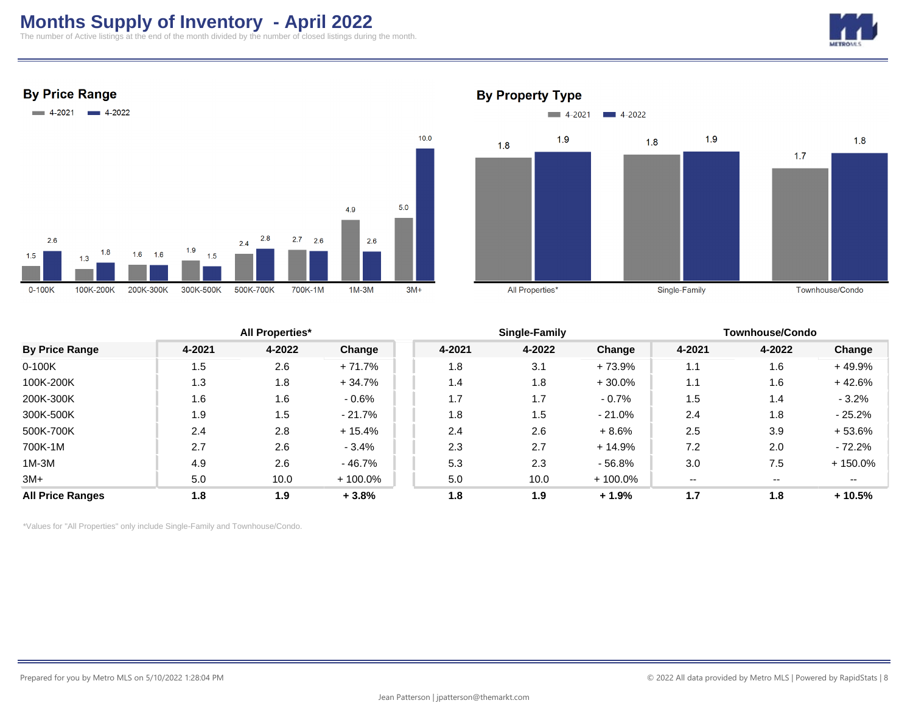# Months Supply of Inventory - April 2022

The number of Active listings at the end of the month divided by the number of closed listings during the month.

## By Price Range

4-2021 4-2022

1.5 2.6
0-100K
1.3 1.8
100K-200K
1.6 1.6
200K-300K
1.9 1.5
300K-500K
2.4 2.8
500K-700K
2.7 2.6
700K-1M
4.9 2.6
1M-3M
5.0 10.0
3M+

## By Property Type

4-2021 4-2022

1.8 1.9
All Properties*
1.8 1.9
Single-Family
1.7 1.8
Townhouse/Condo

| | All Properties* | | | Single-Family | | | Townhouse/Condo | | |
|---|---|---|---|---|---|---|---|---|---|
| **By Price Range** | **4-2021** | **4-2022** | **Change** | **4-2021** | **4-2022** | **Change** | **4-2021** | **4-2022** | **Change** |
| 0-100K | 1.5 | 2.6 | + 71.7% | 1.8 | 3.1 | + 73.9% | 1.1 | 1.6 | + 49.9% |
| 100K-200K | 1.3 | 1.8 | + 34.7% | 1.4 | 1.8 | + 30.0% | 1.1 | 1.6 | + 42.6% |
| 200K-300K | 1.6 | 1.6 | - 0.6% | 1.7 | 1.7 | - 0.7% | 1.5 | 1.4 | - 3.2% |
| 300K-500K | 1.9 | 1.5 | - 21.7% | 1.8 | 1.5 | - 21.0% | 2.4 | 1.8 | - 25.2% |
| 500K-700K | 2.4 | 2.8 | + 15.4% | 2.4 | 2.6 | + 8.6% | 2.5 | 3.9 | + 53.6% |
| 700K-1M | 2.7 | 2.6 | - 3.4% | 2.3 | 2.7 | + 14.9% | 7.2 | 2.0 | - 72.2% |
| 1M-3M | 4.9 | 2.6 | - 46.7% | 5.3 | 2.3 | - 56.8% | 3.0 | 7.5 | + 150.0% |
| 3M+ | 5.0 | 10.0 | + 100.0% | 5.0 | 10.0 | + 100.0% | -- | -- | -- |
| **All Price Ranges** | **1.8** | **1.9** | **+ 3.8%** | **1.8** | **1.9** | **+ 1.9%** | **1.7** | **1.8** | **+ 10.5%** |

*Values for "All Properties" only include Single-Family and Townhouse/Condo.

Prepared for you by Metro MLS on 5/10/2022 1:28:04 PM

© 2022 All data provided by Metro MLS | Powered by RapidStats

Jean Patterson | jpatterson@themarkt.com